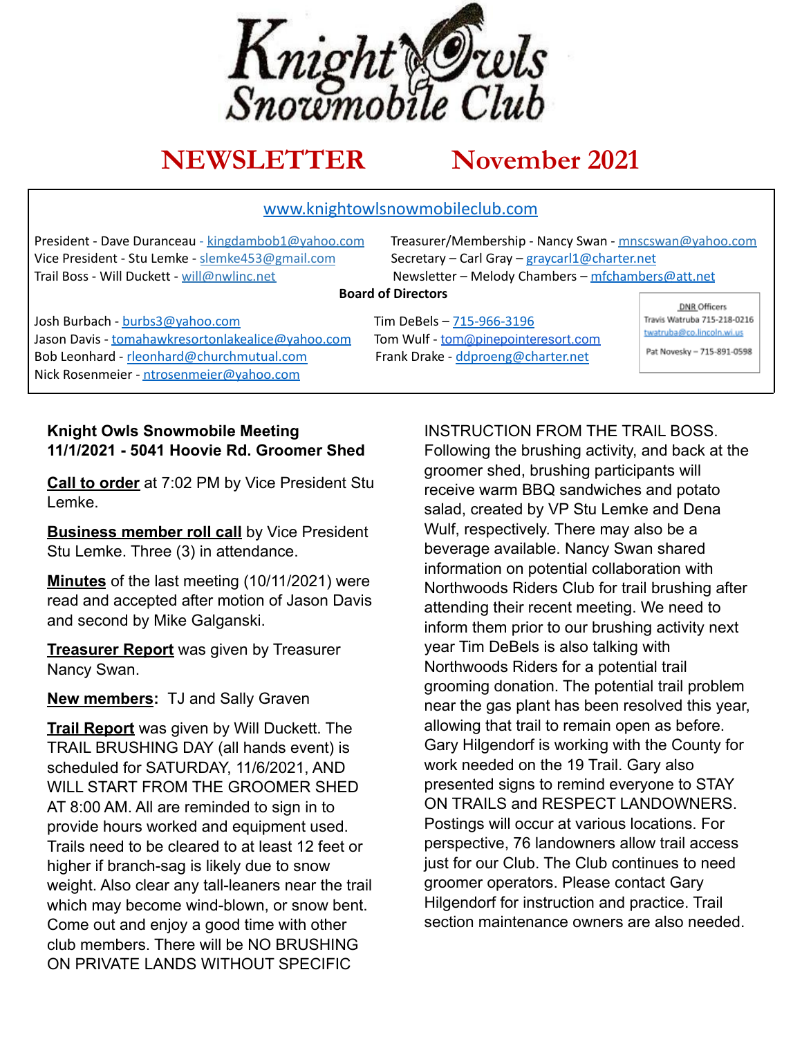# Knight Owls Snowmobile Club

## NEWSLETTER November 2021

www.knightowlsnowmobileclub.com

President - Dave Duranceau - kingdambob1@yahoo.com
Vice President - Stu Lemke - slemke453@gmail.com
Trail Boss - Will Duckett - will@nwlinc.net

Treasurer/Membership - Nancy Swan - mnscswan@yahoo.com
Secretary – Carl Gray – graycarl1@charter.net
Newsletter – Melody Chambers – mfchambers@att.net

**Board of Directors**

Josh Burbach - burbs3@yahoo.com
Jason Davis - tomahawkresortonlakealice@yahoo.com
Bob Leonhard - rleonhard@churchmutual.com
Nick Rosenmeier - ntrosenmeier@yahoo.com

Tim DeBels – 715-966-3196
Tom Wulf - tom@pinepointeresort.com
Frank Drake - ddproeng@charter.net

DNR Officers
Travis Watruba 715-218-0216
twatruba@co.lincoln.wi.us
Pat Novesky – 715-891-0598

**Knight Owls Snowmobile Meeting**
**11/1/2021 - 5041 Hoovie Rd. Groomer Shed**

**Call to order** at 7:02 PM by Vice President Stu Lemke.

**Business member roll call** by Vice President Stu Lemke. Three (3) in attendance.

**Minutes** of the last meeting (10/11/2021) were read and accepted after motion of Jason Davis and second by Mike Galganski.

**Treasurer Report** was given by Treasurer Nancy Swan.

**New members:** TJ and Sally Graven

**Trail Report** was given by Will Duckett. The TRAIL BRUSHING DAY (all hands event) is scheduled for SATURDAY, 11/6/2021, AND WILL START FROM THE GROOMER SHED AT 8:00 AM. All are reminded to sign in to provide hours worked and equipment used. Trails need to be cleared to at least 12 feet or higher if branch-sag is likely due to snow weight. Also clear any tall-leaners near the trail which may become wind-blown, or snow bent. Come out and enjoy a good time with other club members. There will be NO BRUSHING ON PRIVATE LANDS WITHOUT SPECIFIC INSTRUCTION FROM THE TRAIL BOSS. Following the brushing activity, and back at the groomer shed, brushing participants will receive warm BBQ sandwiches and potato salad, created by VP Stu Lemke and Dena Wulf, respectively. There may also be a beverage available. Nancy Swan shared information on potential collaboration with Northwoods Riders Club for trail brushing after attending their recent meeting. We need to inform them prior to our brushing activity next year Tim DeBels is also talking with Northwoods Riders for a potential trail grooming donation. The potential trail problem near the gas plant has been resolved this year, allowing that trail to remain open as before. Gary Hilgendorf is working with the County for work needed on the 19 Trail. Gary also presented signs to remind everyone to STAY ON TRAILS and RESPECT LANDOWNERS. Postings will occur at various locations. For perspective, 76 landowners allow trail access just for our Club. The Club continues to need groomer operators. Please contact Gary Hilgendorf for instruction and practice. Trail section maintenance owners are also needed.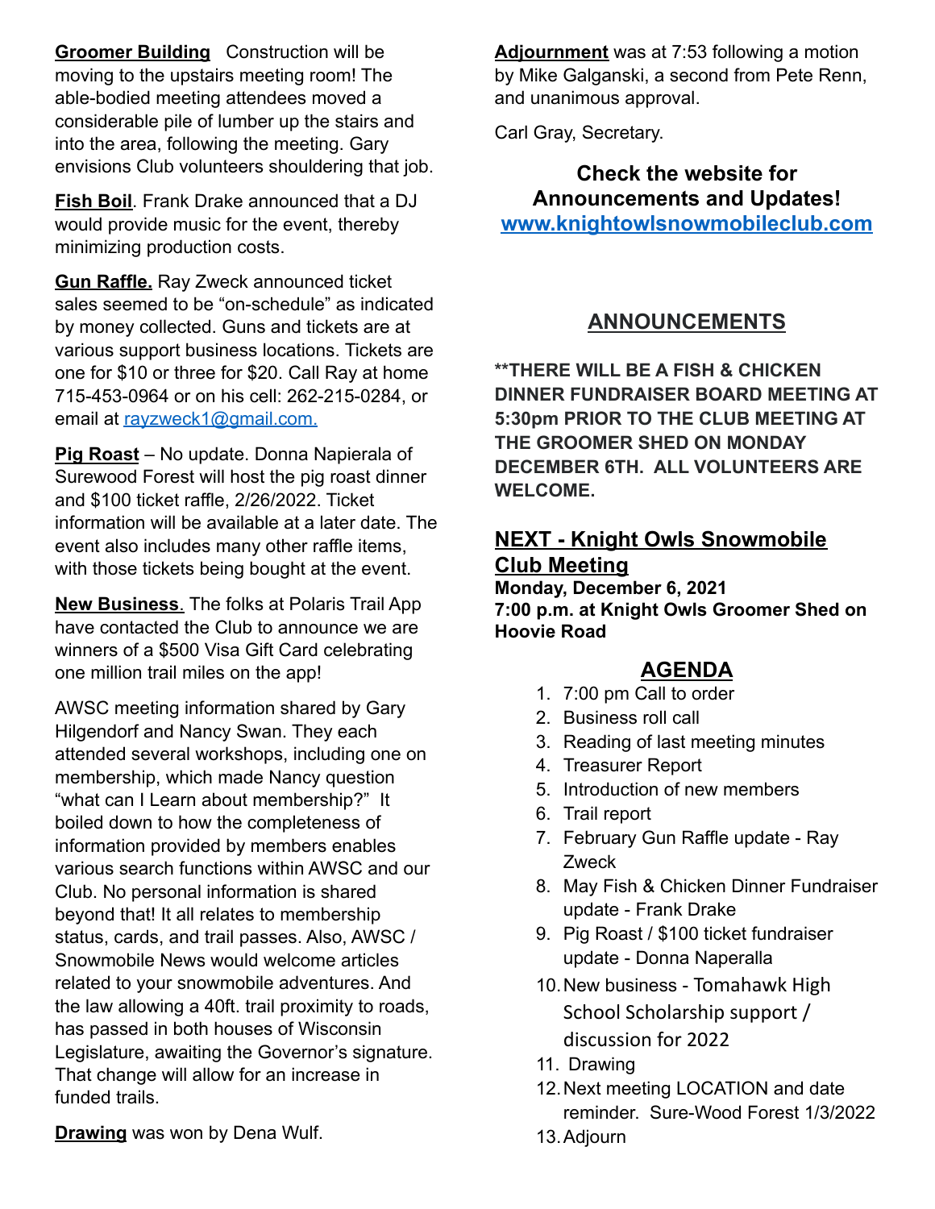**Groomer Building** Construction will be moving to the upstairs meeting room! The able-bodied meeting attendees moved a considerable pile of lumber up the stairs and into the area, following the meeting. Gary envisions Club volunteers shouldering that job.

**Fish Boil**. Frank Drake announced that a DJ would provide music for the event, thereby minimizing production costs.

**Gun Raffle.** Ray Zweck announced ticket sales seemed to be "on-schedule" as indicated by money collected. Guns and tickets are at various support business locations. Tickets are one for $10 or three for $20. Call Ray at home 715-453-0964 or on his cell: 262-215-0284, or email at rayzweck1@gmail.com.

**Pig Roast** – No update. Donna Napierala of Surewood Forest will host the pig roast dinner and $100 ticket raffle, 2/26/2022. Ticket information will be available at a later date. The event also includes many other raffle items, with those tickets being bought at the event.

**New Business**. The folks at Polaris Trail App have contacted the Club to announce we are winners of a $500 Visa Gift Card celebrating one million trail miles on the app!

AWSC meeting information shared by Gary Hilgendorf and Nancy Swan. They each attended several workshops, including one on membership, which made Nancy question "what can I Learn about membership?" It boiled down to how the completeness of information provided by members enables various search functions within AWSC and our Club. No personal information is shared beyond that! It all relates to membership status, cards, and trail passes. Also, AWSC / Snowmobile News would welcome articles related to your snowmobile adventures. And the law allowing a 40ft. trail proximity to roads, has passed in both houses of Wisconsin Legislature, awaiting the Governor's signature. That change will allow for an increase in funded trails.

**Drawing** was won by Dena Wulf.

**Adjournment** was at 7:53 following a motion by Mike Galganski, a second from Pete Renn, and unanimous approval.

Carl Gray, Secretary.

**Check the website for Announcements and Updates!**
**www.knightowlsnowmobileclub.com**

## ANNOUNCEMENTS

**\*\*THERE WILL BE A FISH & CHICKEN DINNER FUNDRAISER BOARD MEETING AT 5:30pm PRIOR TO THE CLUB MEETING AT THE GROOMER SHED ON MONDAY DECEMBER 6TH. ALL VOLUNTEERS ARE WELCOME.**

## NEXT - Knight Owls Snowmobile Club Meeting

**Monday, December 6, 2021**
**7:00 p.m. at Knight Owls Groomer Shed on Hoovie Road**

## AGENDA

1. 7:00 pm Call to order
2. Business roll call
3. Reading of last meeting minutes
4. Treasurer Report
5. Introduction of new members
6. Trail report
7. February Gun Raffle update - Ray Zweck
8. May Fish & Chicken Dinner Fundraiser update - Frank Drake
9. Pig Roast / $100 ticket fundraiser update - Donna Naperalla
10. New business - Tomahawk High School Scholarship support / discussion for 2022
11. Drawing
12. Next meeting LOCATION and date reminder. Sure-Wood Forest 1/3/2022
13. Adjourn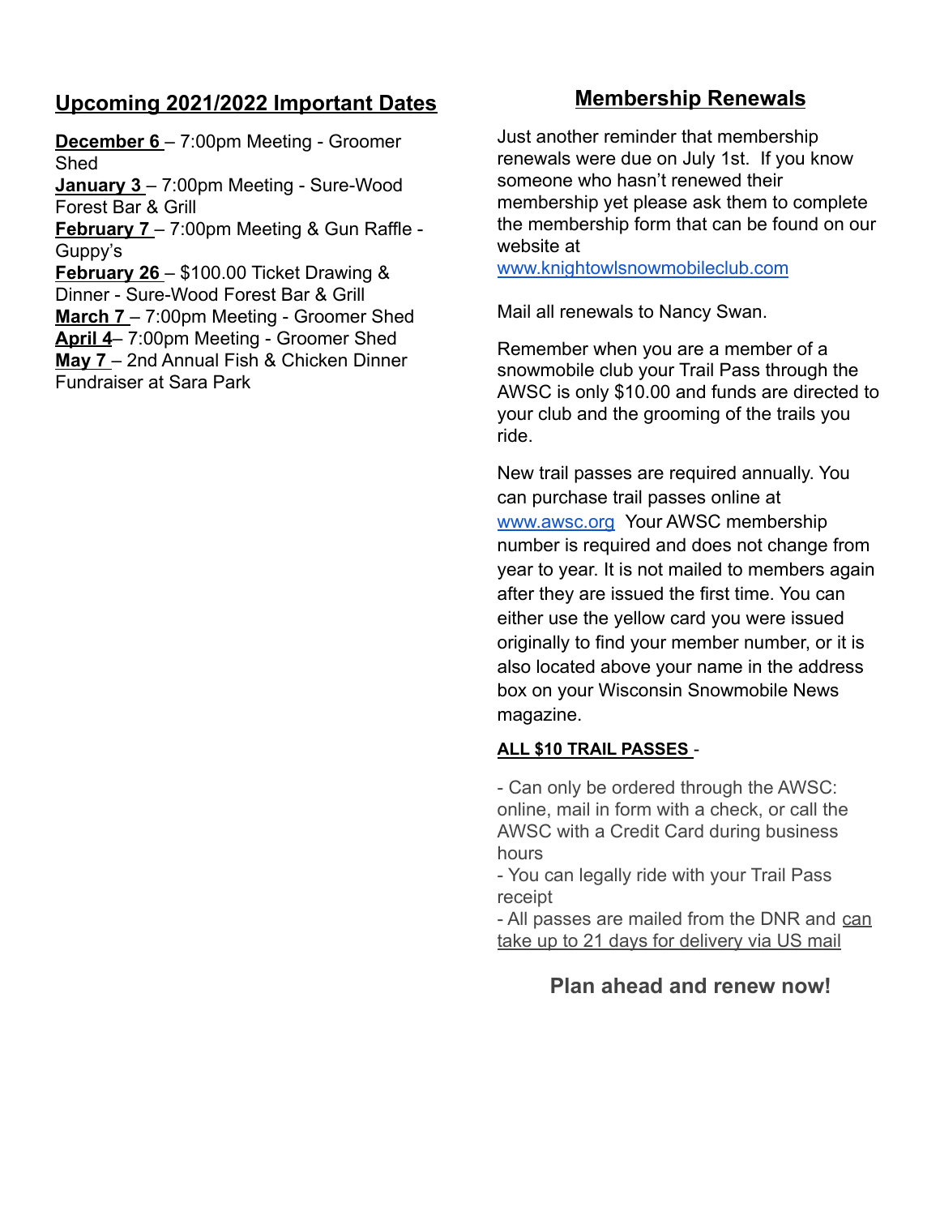## Upcoming 2021/2022 Important Dates

**December 6** – 7:00pm Meeting - Groomer Shed
**January 3** – 7:00pm Meeting - Sure-Wood Forest Bar & Grill
**February 7** – 7:00pm Meeting & Gun Raffle - Guppy's
**February 26** – $100.00 Ticket Drawing & Dinner - Sure-Wood Forest Bar & Grill
**March 7** – 7:00pm Meeting - Groomer Shed
**April 4**– 7:00pm Meeting - Groomer Shed
**May 7** – 2nd Annual Fish & Chicken Dinner Fundraiser at Sara Park

## Membership Renewals

Just another reminder that membership renewals were due on July 1st. If you know someone who hasn't renewed their membership yet please ask them to complete the membership form that can be found on our website at www.knightowlsnowmobileclub.com

Mail all renewals to Nancy Swan.

Remember when you are a member of a snowmobile club your Trail Pass through the AWSC is only $10.00 and funds are directed to your club and the grooming of the trails you ride.

New trail passes are required annually. You can purchase trail passes online at www.awsc.org Your AWSC membership number is required and does not change from year to year. It is not mailed to members again after they are issued the first time. You can either use the yellow card you were issued originally to find your member number, or it is also located above your name in the address box on your Wisconsin Snowmobile News magazine.

**ALL $10 TRAIL PASSES** -

- Can only be ordered through the AWSC: online, mail in form with a check, or call the AWSC with a Credit Card during business hours
- You can legally ride with your Trail Pass receipt
- All passes are mailed from the DNR and can take up to 21 days for delivery via US mail

**Plan ahead and renew now!**